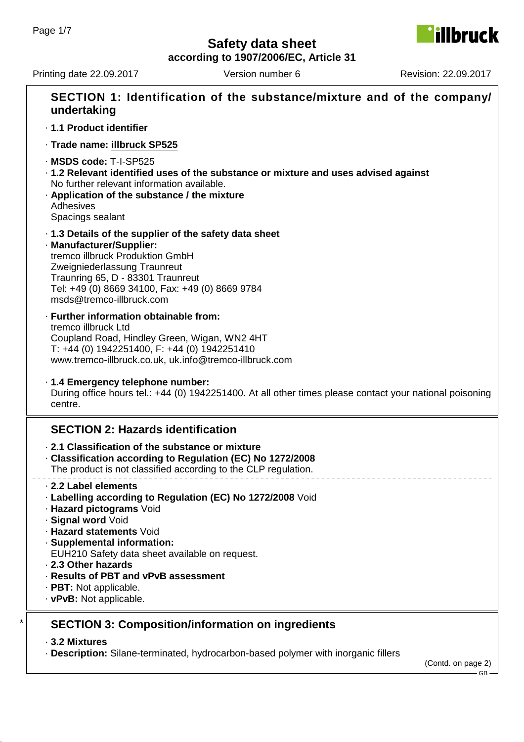# Safety data sheet

**according to 1907/2006/EC, Article 31**

Printing date 22.09.2017 Version number 6 Revision: 22.09.2017

## SECTION 1: Identification of the substance/mixture and of the company/undertaking

- **1.1 Product identifier**
- **Trade name: illbruck SP525**
- **MSDS code:** T-I-SP525
- **1.2 Relevant identified uses of the substance or mixture and uses advised against**
  No further relevant information available.
- **Application of the substance / the mixture**
  Adhesives
  Spacings sealant
- **1.3 Details of the supplier of the safety data sheet**
- **Manufacturer/Supplier:**
  tremco illbruck Produktion GmbH
  Zweigniederlassung Traunreut
  Traunring 65, D - 83301 Traunreut
  Tel: +49 (0) 8669 34100, Fax: +49 (0) 8669 9784
  msds@tremco-illbruck.com
- **Further information obtainable from:**
  tremco illbruck Ltd
  Coupland Road, Hindley Green, Wigan, WN2 4HT
  T: +44 (0) 1942251400, F: +44 (0) 1942251410
  www.tremco-illbruck.co.uk, uk.info@tremco-illbruck.com
- **1.4 Emergency telephone number:**
  During office hours tel.: +44 (0) 1942251400. At all other times please contact your national poisoning centre.

## SECTION 2: Hazards identification

- **2.1 Classification of the substance or mixture**
- **Classification according to Regulation (EC) No 1272/2008**
  The product is not classified according to the CLP regulation.
- **2.2 Label elements**
- **Labelling according to Regulation (EC) No 1272/2008** Void
- **Hazard pictograms** Void
- **Signal word** Void
- **Hazard statements** Void
- **Supplemental information:**
  EUH210 Safety data sheet available on request.
- **2.3 Other hazards**
- **Results of PBT and vPvB assessment**
- **PBT:** Not applicable.
- **vPvB:** Not applicable.

## * SECTION 3: Composition/information on ingredients

- **3.2 Mixtures**
- **Description:** Silane-terminated, hydrocarbon-based polymer with inorganic fillers

(Contd. on page 2)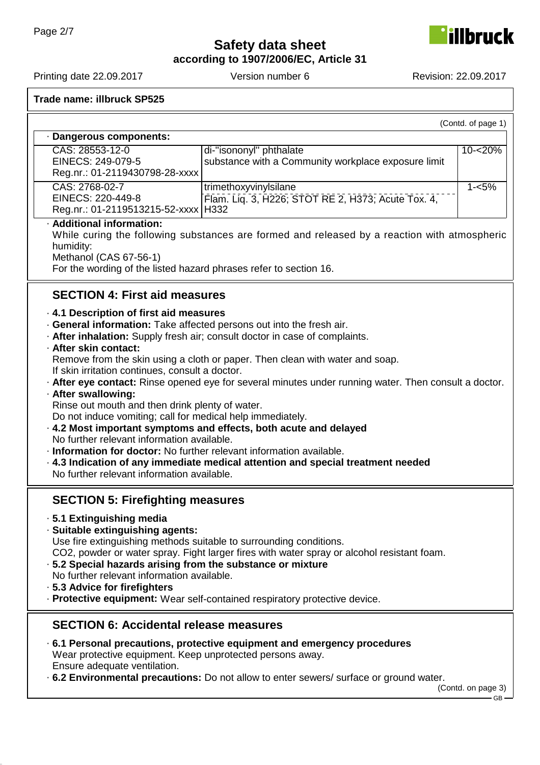**Trade name: illbruck SP525**

(Contd. of page 1)

· **Dangerous components:**

| | | |
|---|---|---|
| CAS: 28553-12-0<br>EINECS: 249-079-5<br>Reg.nr.: 01-2119430798-28-xxxx | di-"isononyl" phthalate<br>substance with a Community workplace exposure limit | 10-<20% |
| CAS: 2768-02-7<br>EINECS: 220-449-8<br>Reg.nr.: 01-2119513215-52-xxxx | trimethoxyvinylsilane<br>Flam. Liq. 3, H226; STOT RE 2, H373; Acute Tox. 4, H332 | 1-<5% |

· **Additional information:**
While curing the following substances are formed and released by a reaction with atmospheric humidity:
Methanol (CAS 67-56-1)
For the wording of the listed hazard phrases refer to section 16.

## SECTION 4: First aid measures

· **4.1 Description of first aid measures**
· **General information:** Take affected persons out into the fresh air.
· **After inhalation:** Supply fresh air; consult doctor in case of complaints.
· **After skin contact:**
Remove from the skin using a cloth or paper. Then clean with water and soap.
If skin irritation continues, consult a doctor.
· **After eye contact:** Rinse opened eye for several minutes under running water. Then consult a doctor.
· **After swallowing:**
Rinse out mouth and then drink plenty of water.
Do not induce vomiting; call for medical help immediately.
· **4.2 Most important symptoms and effects, both acute and delayed**
No further relevant information available.
· **Information for doctor:** No further relevant information available.
· **4.3 Indication of any immediate medical attention and special treatment needed**
No further relevant information available.

## SECTION 5: Firefighting measures

· **5.1 Extinguishing media**
· **Suitable extinguishing agents:**
Use fire extinguishing methods suitable to surrounding conditions.
$CO_2$, powder or water spray. Fight larger fires with water spray or alcohol resistant foam.
· **5.2 Special hazards arising from the substance or mixture**
No further relevant information available.
· **5.3 Advice for firefighters**
· **Protective equipment:** Wear self-contained respiratory protective device.

## SECTION 6: Accidental release measures

· **6.1 Personal precautions, protective equipment and emergency procedures**
Wear protective equipment. Keep unprotected persons away.
Ensure adequate ventilation.
· **6.2 Environmental precautions:** Do not allow to enter sewers/ surface or ground water.

(Contd. on page 3)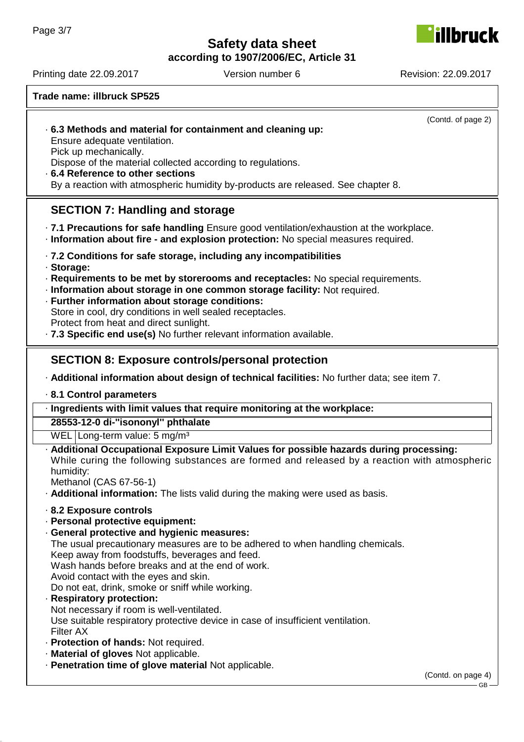**Trade name: illbruck SP525**

(Contd. of page 2)

· **6.3 Methods and material for containment and cleaning up:**
Ensure adequate ventilation.
Pick up mechanically.
Dispose of the material collected according to regulations.

· **6.4 Reference to other sections**
By a reaction with atmospheric humidity by-products are released. See chapter 8.

## SECTION 7: Handling and storage

· **7.1 Precautions for safe handling** Ensure good ventilation/exhaustion at the workplace.
· **Information about fire - and explosion protection:** No special measures required.

· **7.2 Conditions for safe storage, including any incompatibilities**
· **Storage:**
· **Requirements to be met by storerooms and receptacles:** No special requirements.
· **Information about storage in one common storage facility:** Not required.
· **Further information about storage conditions:**
Store in cool, dry conditions in well sealed receptacles.
Protect from heat and direct sunlight.
· **7.3 Specific end use(s)** No further relevant information available.

## SECTION 8: Exposure controls/personal protection

· **Additional information about design of technical facilities:** No further data; see item 7.

· **8.1 Control parameters**

| · **Ingredients with limit values that require monitoring at the workplace:** | |
|---|---|
| **28553-12-0 di-"isononyl" phthalate** | |
| WEL | Long-term value: 5 mg/m³ |

· **Additional Occupational Exposure Limit Values for possible hazards during processing:**
While curing the following substances are formed and released by a reaction with atmospheric humidity:
Methanol (CAS 67-56-1)
· **Additional information:** The lists valid during the making were used as basis.

· **8.2 Exposure controls**
· **Personal protective equipment:**
· **General protective and hygienic measures:**
The usual precautionary measures are to be adhered to when handling chemicals.
Keep away from foodstuffs, beverages and feed.
Wash hands before breaks and at the end of work.
Avoid contact with the eyes and skin.
Do not eat, drink, smoke or sniff while working.
· **Respiratory protection:**
Not necessary if room is well-ventilated.
Use suitable respiratory protective device in case of insufficient ventilation.
Filter AX
· **Protection of hands:** Not required.
· **Material of gloves** Not applicable.
· **Penetration time of glove material** Not applicable.

(Contd. on page 4)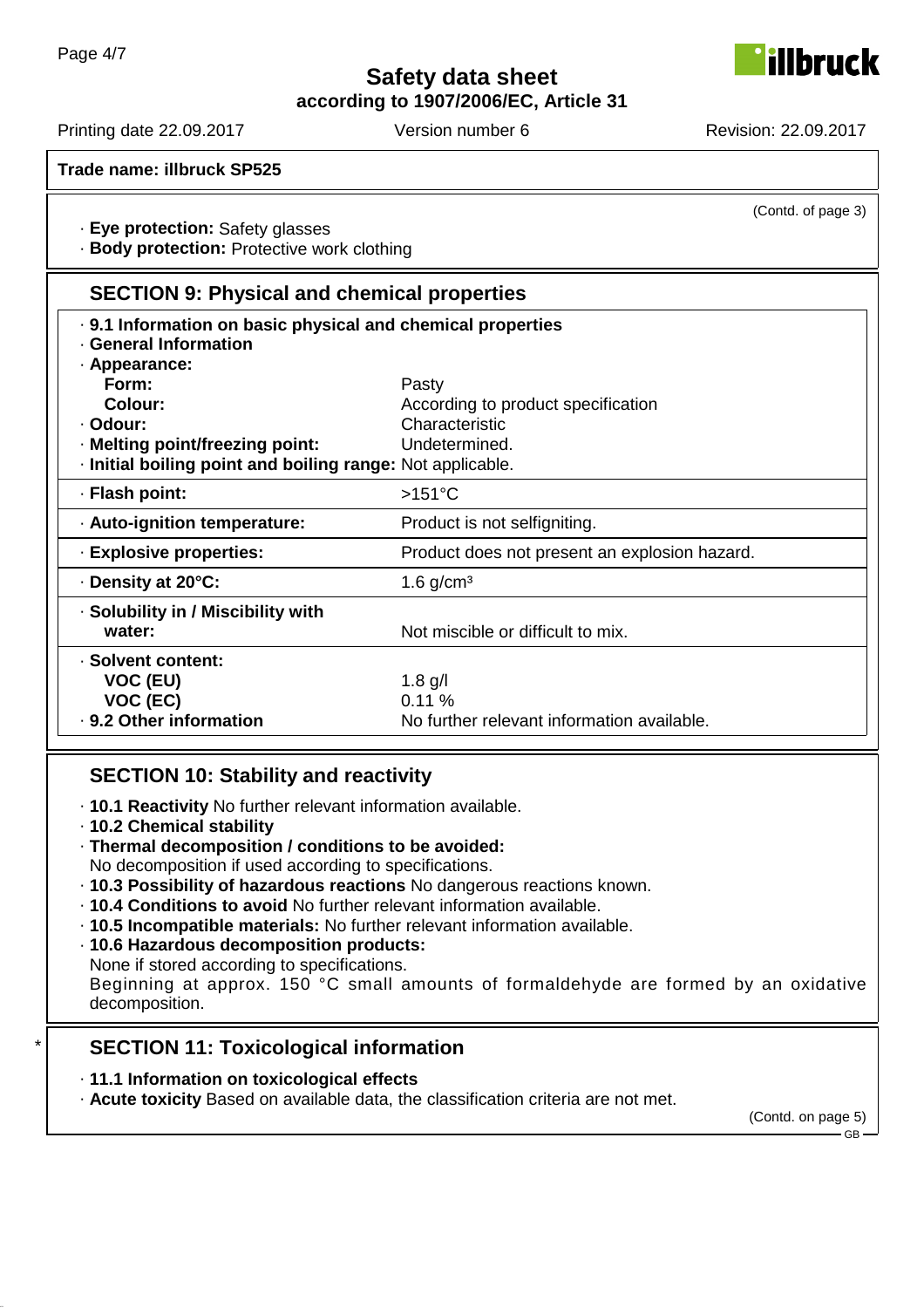**Trade name: illbruck SP525**

(Contd. of page 3)

· **Eye protection:** Safety glasses
· **Body protection:** Protective work clothing

## SECTION 9: Physical and chemical properties

· **9.1 Information on basic physical and chemical properties**
· **General Information**

| | |
|---|---|
| · **Appearance:** | |
| **Form:** | Pasty |
| **Colour:** | According to product specification |
| · **Odour:** | Characteristic |
| · **Melting point/freezing point:** | Undetermined. |
| · **Initial boiling point and boiling range:** | Not applicable. |
| · **Flash point:** | >151°C |
| · **Auto-ignition temperature:** | Product is not selfigniting. |
| · **Explosive properties:** | Product does not present an explosion hazard. |
| · **Density at 20°C:** | 1.6 g/cm³ |
| · **Solubility in / Miscibility with water:** | Not miscible or difficult to mix. |
| · **Solvent content:** | |
| **VOC (EU)** | 1.8 g/l |
| **VOC (EC)** | 0.11 % |
| · **9.2 Other information** | No further relevant information available. |

## SECTION 10: Stability and reactivity

· **10.1 Reactivity** No further relevant information available.
· **10.2 Chemical stability**
· **Thermal decomposition / conditions to be avoided:**
No decomposition if used according to specifications.
· **10.3 Possibility of hazardous reactions** No dangerous reactions known.
· **10.4 Conditions to avoid** No further relevant information available.
· **10.5 Incompatible materials:** No further relevant information available.
· **10.6 Hazardous decomposition products:**
None if stored according to specifications.
Beginning at approx. 150 °C small amounts of formaldehyde are formed by an oxidative decomposition.

## * SECTION 11: Toxicological information

· **11.1 Information on toxicological effects**
· **Acute toxicity** Based on available data, the classification criteria are not met.

(Contd. on page 5)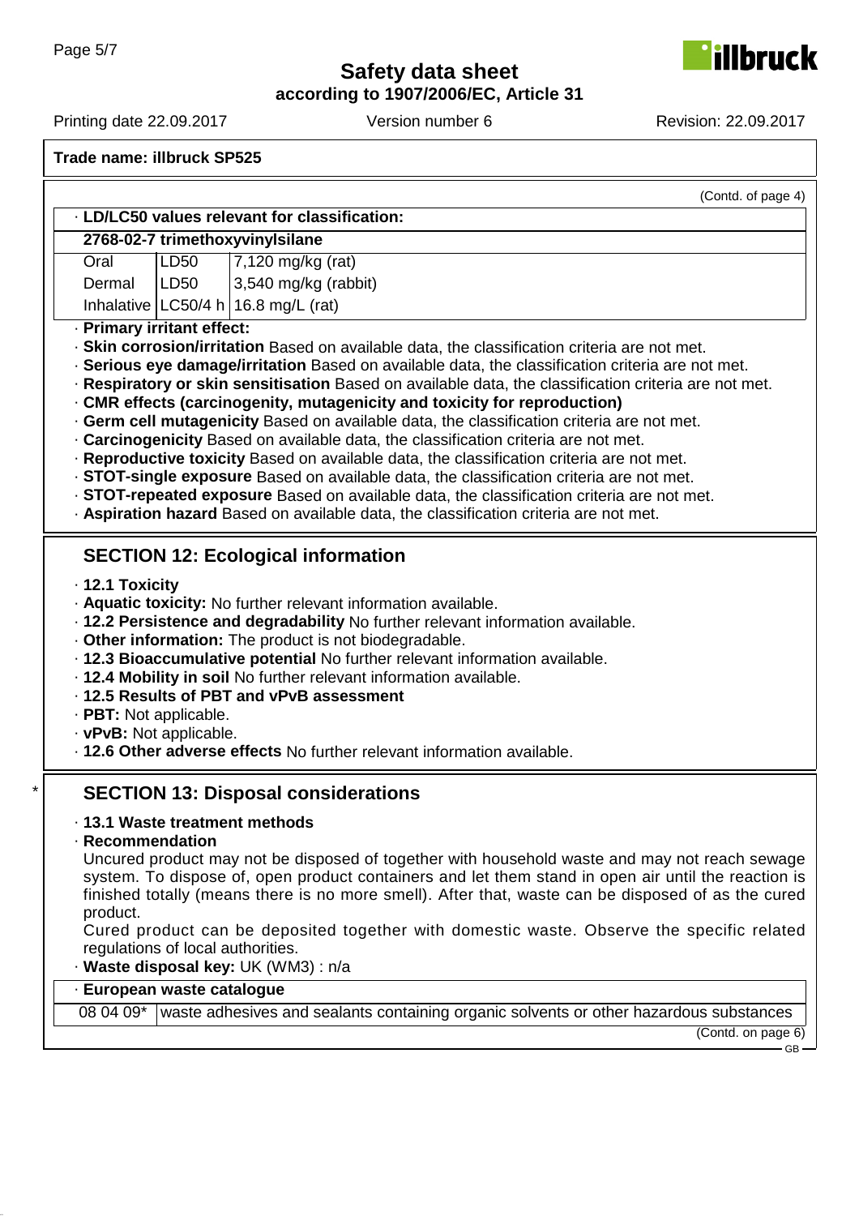(Contd. of page 4)

· **LD/LC50 values relevant for classification:**

| 2768-02-7 trimethoxyvinylsilane | | |
|---|---|---|
| Oral | LD50 | 7,120 mg/kg (rat) |
| Dermal | LD50 | 3,540 mg/kg (rabbit) |
| Inhalative | LC50/4 h | 16.8 mg/L (rat) |

· **Primary irritant effect:**
· **Skin corrosion/irritation** Based on available data, the classification criteria are not met.
· **Serious eye damage/irritation** Based on available data, the classification criteria are not met.
· **Respiratory or skin sensitisation** Based on available data, the classification criteria are not met.
· **CMR effects (carcinogenity, mutagenicity and toxicity for reproduction)**
· **Germ cell mutagenicity** Based on available data, the classification criteria are not met.
· **Carcinogenicity** Based on available data, the classification criteria are not met.
· **Reproductive toxicity** Based on available data, the classification criteria are not met.
· **STOT-single exposure** Based on available data, the classification criteria are not met.
· **STOT-repeated exposure** Based on available data, the classification criteria are not met.
· **Aspiration hazard** Based on available data, the classification criteria are not met.

## SECTION 12: Ecological information

· **12.1 Toxicity**
· **Aquatic toxicity:** No further relevant information available.
· **12.2 Persistence and degradability** No further relevant information available.
· **Other information:** The product is not biodegradable.
· **12.3 Bioaccumulative potential** No further relevant information available.
· **12.4 Mobility in soil** No further relevant information available.
· **12.5 Results of PBT and vPvB assessment**
· **PBT:** Not applicable.
· **vPvB:** Not applicable.
· **12.6 Other adverse effects** No further relevant information available.

## * SECTION 13: Disposal considerations

· **13.1 Waste treatment methods**
· **Recommendation**
Uncured product may not be disposed of together with household waste and may not reach sewage system. To dispose of, open product containers and let them stand in open air until the reaction is finished totally (means there is no more smell). After that, waste can be disposed of as the cured product.
Cured product can be deposited together with domestic waste. Observe the specific related regulations of local authorities.
· **Waste disposal key:** UK (WM3) : n/a

| · European waste catalogue | |
|---|---|
| 08 04 09* | waste adhesives and sealants containing organic solvents or other hazardous substances |

(Contd. on page 6)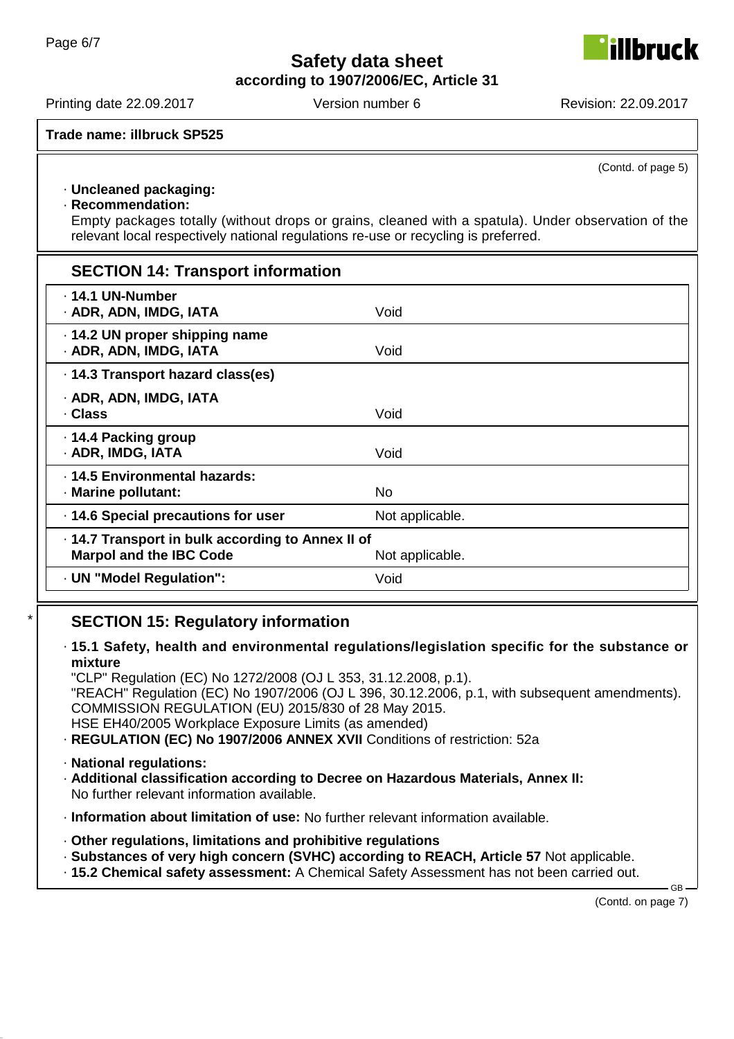**Trade name: illbruck SP525**

(Contd. of page 5)

· **Uncleaned packaging:**
· **Recommendation:**
Empty packages totally (without drops or grains, cleaned with a spatula). Under observation of the relevant local respectively national regulations re-use or recycling is preferred.

## SECTION 14: Transport information

| | |
|---|---|
| · **14.1 UN-Number**<br>· **ADR, ADN, IMDG, IATA** | Void |
| · **14.2 UN proper shipping name**<br>· **ADR, ADN, IMDG, IATA** | Void |
| · **14.3 Transport hazard class(es)**<br>· **ADR, ADN, IMDG, IATA**<br>· **Class** | Void |
| · **14.4 Packing group**<br>· **ADR, IMDG, IATA** | Void |
| · **14.5 Environmental hazards:**<br>· **Marine pollutant:** | No |
| · **14.6 Special precautions for user** | Not applicable. |
| · **14.7 Transport in bulk according to Annex II of Marpol and the IBC Code** | Not applicable. |
| · **UN "Model Regulation":** | Void |

## * SECTION 15: Regulatory information

· **15.1 Safety, health and environmental regulations/legislation specific for the substance or mixture**
"CLP" Regulation (EC) No 1272/2008 (OJ L 353, 31.12.2008, p.1).
"REACH" Regulation (EC) No 1907/2006 (OJ L 396, 30.12.2006, p.1, with subsequent amendments).
COMMISSION REGULATION (EU) 2015/830 of 28 May 2015.
HSE EH40/2005 Workplace Exposure Limits (as amended)
· **REGULATION (EC) No 1907/2006 ANNEX XVII** Conditions of restriction: 52a

· **National regulations:**
· **Additional classification according to Decree on Hazardous Materials, Annex II:**
No further relevant information available.

· **Information about limitation of use:** No further relevant information available.

· **Other regulations, limitations and prohibitive regulations**
· **Substances of very high concern (SVHC) according to REACH, Article 57** Not applicable.
· **15.2 Chemical safety assessment:** A Chemical Safety Assessment has not been carried out.

(Contd. on page 7)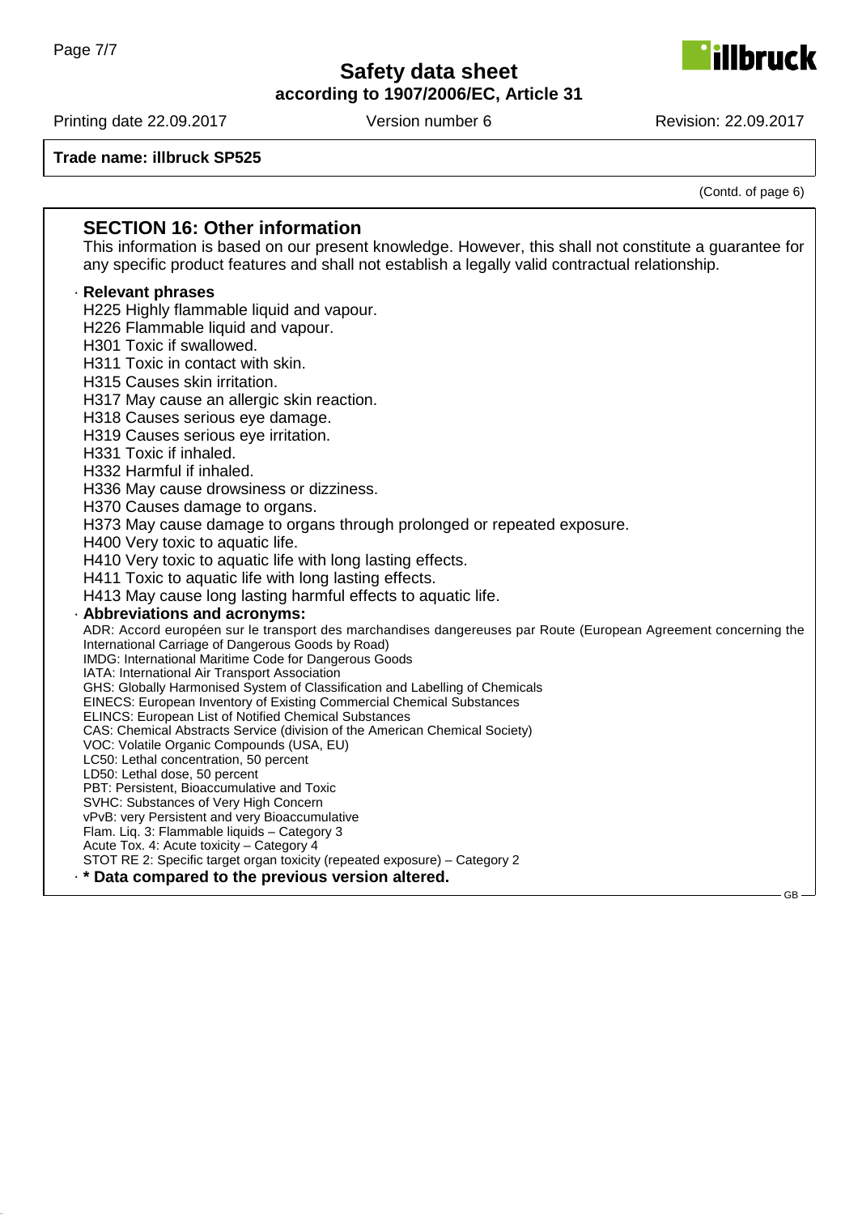**Trade name: illbruck SP525**

(Contd. of page 6)

## SECTION 16: Other information

This information is based on our present knowledge. However, this shall not constitute a guarantee for any specific product features and shall not establish a legally valid contractual relationship.

· **Relevant phrases**

H225 Highly flammable liquid and vapour.
H226 Flammable liquid and vapour.
H301 Toxic if swallowed.
H311 Toxic in contact with skin.
H315 Causes skin irritation.
H317 May cause an allergic skin reaction.
H318 Causes serious eye damage.
H319 Causes serious eye irritation.
H331 Toxic if inhaled.
H332 Harmful if inhaled.
H336 May cause drowsiness or dizziness.
H370 Causes damage to organs.
H373 May cause damage to organs through prolonged or repeated exposure.
H400 Very toxic to aquatic life.
H410 Very toxic to aquatic life with long lasting effects.
H411 Toxic to aquatic life with long lasting effects.
H413 May cause long lasting harmful effects to aquatic life.

· **Abbreviations and acronyms:**

ADR: Accord européen sur le transport des marchandises dangereuses par Route (European Agreement concerning the International Carriage of Dangerous Goods by Road)
IMDG: International Maritime Code for Dangerous Goods
IATA: International Air Transport Association
GHS: Globally Harmonised System of Classification and Labelling of Chemicals
EINECS: European Inventory of Existing Commercial Chemical Substances
ELINCS: European List of Notified Chemical Substances
CAS: Chemical Abstracts Service (division of the American Chemical Society)
VOC: Volatile Organic Compounds (USA, EU)
LC50: Lethal concentration, 50 percent
LD50: Lethal dose, 50 percent
PBT: Persistent, Bioaccumulative and Toxic
SVHC: Substances of Very High Concern
vPvB: very Persistent and very Bioaccumulative
Flam. Liq. 3: Flammable liquids – Category 3
Acute Tox. 4: Acute toxicity – Category 4
STOT RE 2: Specific target organ toxicity (repeated exposure) – Category 2

· **\* Data compared to the previous version altered.**